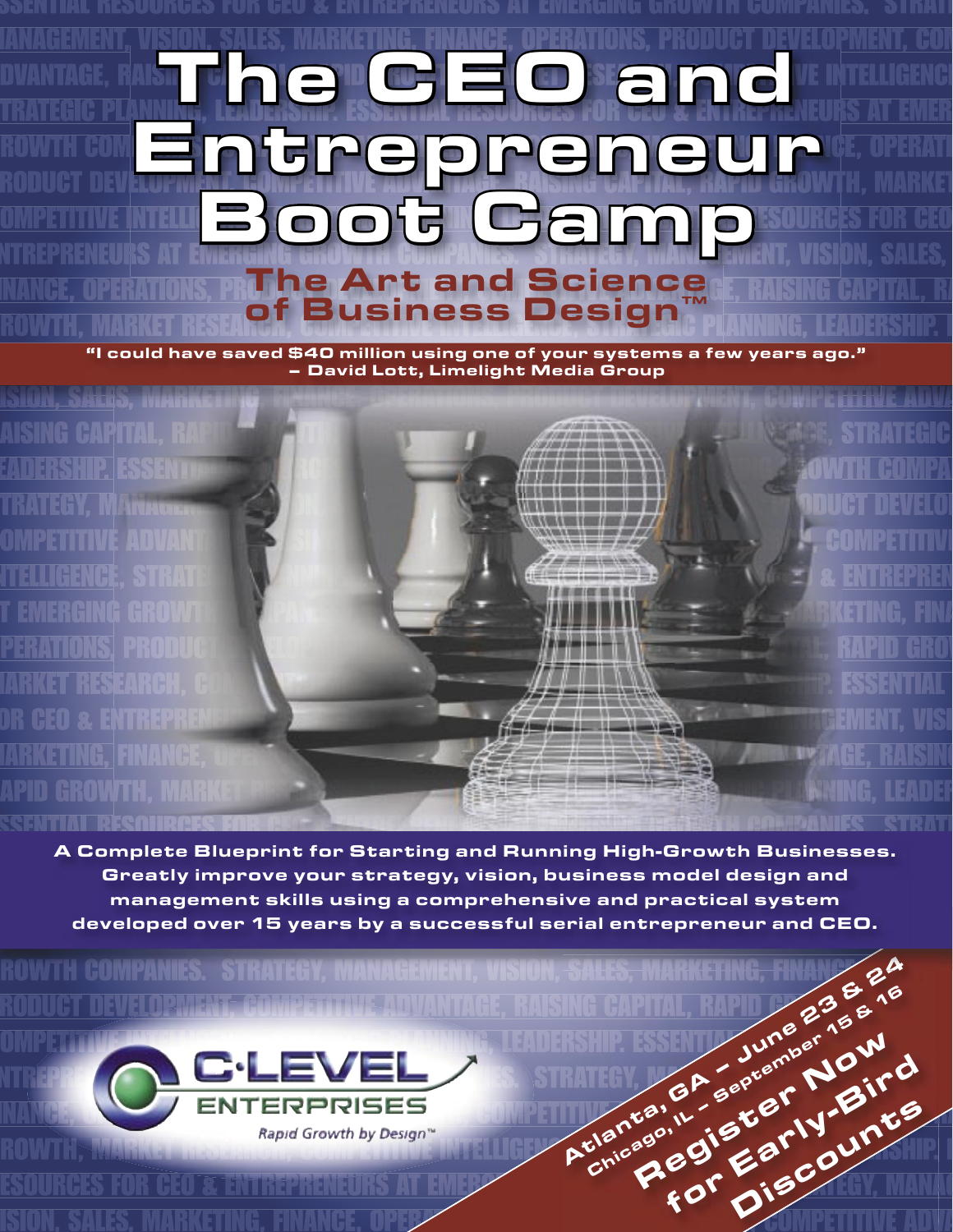# The CEO and Entrepreneur Boot Camp

## The Art and Science of Business Design™

**"I could have saved $40 million using one of your systems a few years ago."**
**– David Lott, Limelight Media Group**

**A Complete Blueprint for Starting and Running High-Growth Businesses. Greatly improve your strategy, vision, business model design and management skills using a comprehensive and practical system developed over 15 years by a successful serial entrepreneur and CEO.**

C·LEVEL ENTERPRISES

*Rapid Growth by Design™*

**Atlanta, GA – June 23 & 24**
**Chicago, IL – September 15 & 16**
**Register Now for Early-Bird Discounts**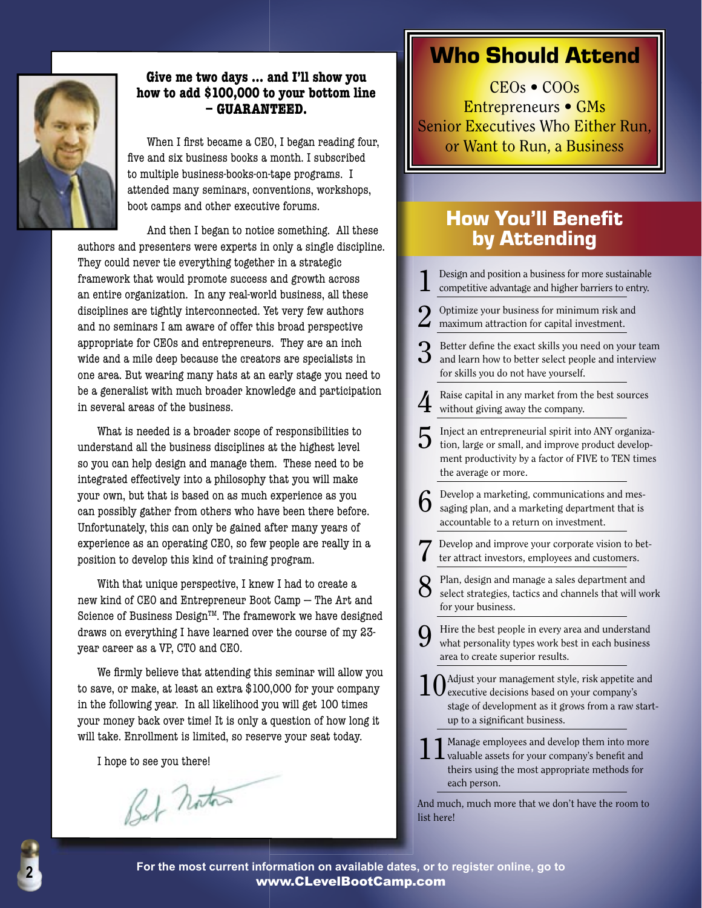**Give me two days ... and I'll show you how to add $100,000 to your bottom line – GUARANTEED.**

When I first became a CEO, I began reading four, five and six business books a month. I subscribed to multiple business-books-on-tape programs. I attended many seminars, conventions, workshops, boot camps and other executive forums.

And then I began to notice something. All these authors and presenters were experts in only a single discipline. They could never tie everything together in a strategic framework that would promote success and growth across an entire organization. In any real-world business, all these disciplines are tightly interconnected. Yet very few authors and no seminars I am aware of offer this broad perspective appropriate for CEOs and entrepreneurs. They are an inch wide and a mile deep because the creators are specialists in one area. But wearing many hats at an early stage you need to be a generalist with much broader knowledge and participation in several areas of the business.

What is needed is a broader scope of responsibilities to understand all the business disciplines at the highest level so you can help design and manage them. These need to be integrated effectively into a philosophy that you will make your own, but that is based on as much experience as you can possibly gather from others who have been there before. Unfortunately, this can only be gained after many years of experience as an operating CEO, so few people are really in a position to develop this kind of training program.

With that unique perspective, I knew I had to create a new kind of CEO and Entrepreneur Boot Camp — The Art and Science of Business Design™. The framework we have designed draws on everything I have learned over the course of my 23-year career as a VP, CTO and CEO.

We firmly believe that attending this seminar will allow you to save, or make, at least an extra $100,000 for your company in the following year. In all likelihood you will get 100 times your money back over time! It is only a question of how long it will take. Enrollment is limited, so reserve your seat today.

I hope to see you there!

Bob Norton

# Who Should Attend

CEOs • COOs
Entrepreneurs • GMs
Senior Executives Who Either Run, or Want to Run, a Business

## How You'll Benefit by Attending

1. Design and position a business for more sustainable competitive advantage and higher barriers to entry.
2. Optimize your business for minimum risk and maximum attraction for capital investment.
3. Better define the exact skills you need on your team and learn how to better select people and interview for skills you do not have yourself.
4. Raise capital in any market from the best sources without giving away the company.
5. Inject an entrepreneurial spirit into ANY organization, large or small, and improve product development productivity by a factor of FIVE to TEN times the average or more.
6. Develop a marketing, communications and messaging plan, and a marketing department that is accountable to a return on investment.
7. Develop and improve your corporate vision to better attract investors, employees and customers.
8. Plan, design and manage a sales department and select strategies, tactics and channels that will work for your business.
9. Hire the best people in every area and understand what personality types work best in each business area to create superior results.
10. Adjust your management style, risk appetite and executive decisions based on your company's stage of development as it grows from a raw start-up to a significant business.
11. Manage employees and develop them into more valuable assets for your company's benefit and theirs using the most appropriate methods for each person.

And much, much more that we don't have the room to list here!

**For the most current information on available dates, or to register online, go to www.CLevelBootCamp.com**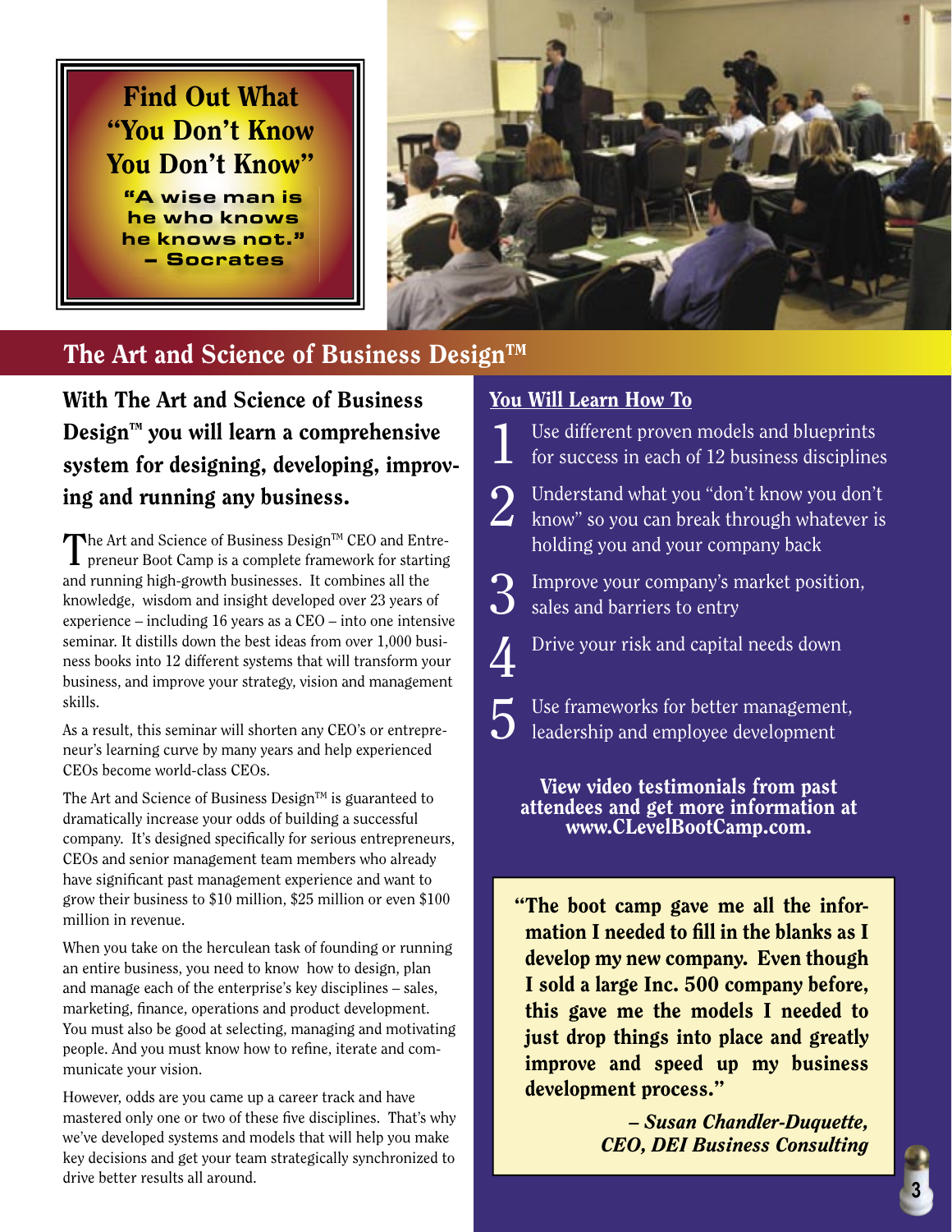**Find Out What "You Don't Know You Don't Know"**

**"A wise man is he who knows he knows not." – Socrates**

## The Art and Science of Business Design™

### With The Art and Science of Business Design™ you will learn a comprehensive system for designing, developing, improving and running any business.

The Art and Science of Business Design™ CEO and Entrepreneur Boot Camp is a complete framework for starting and running high-growth businesses. It combines all the knowledge, wisdom and insight developed over 23 years of experience – including 16 years as a CEO – into one intensive seminar. It distills down the best ideas from over 1,000 business books into 12 different systems that will transform your business, and improve your strategy, vision and management skills.

As a result, this seminar will shorten any CEO's or entrepreneur's learning curve by many years and help experienced CEOs become world-class CEOs.

The Art and Science of Business Design™ is guaranteed to dramatically increase your odds of building a successful company. It's designed specifically for serious entrepreneurs, CEOs and senior management team members who already have significant past management experience and want to grow their business to $10 million, $25 million or even $100 million in revenue.

When you take on the herculean task of founding or running an entire business, you need to know how to design, plan and manage each of the enterprise's key disciplines – sales, marketing, finance, operations and product development. You must also be good at selecting, managing and motivating people. And you must know how to refine, iterate and communicate your vision.

However, odds are you came up a career track and have mastered only one or two of these five disciplines. That's why we've developed systems and models that will help you make key decisions and get your team strategically synchronized to drive better results all around.

### You Will Learn How To

1. Use different proven models and blueprints for success in each of 12 business disciplines
2. Understand what you "don't know you don't know" so you can break through whatever is holding you and your company back
3. Improve your company's market position, sales and barriers to entry
4. Drive your risk and capital needs down
5. Use frameworks for better management, leadership and employee development

**View video testimonials from past attendees and get more information at www.CLevelBootCamp.com.**

> **"The boot camp gave me all the information I needed to fill in the blanks as I develop my new company. Even though I sold a large Inc. 500 company before, this gave me the models I needed to just drop things into place and greatly improve and speed up my business development process."**
>
> ***– Susan Chandler-Duquette, CEO, DEI Business Consulting***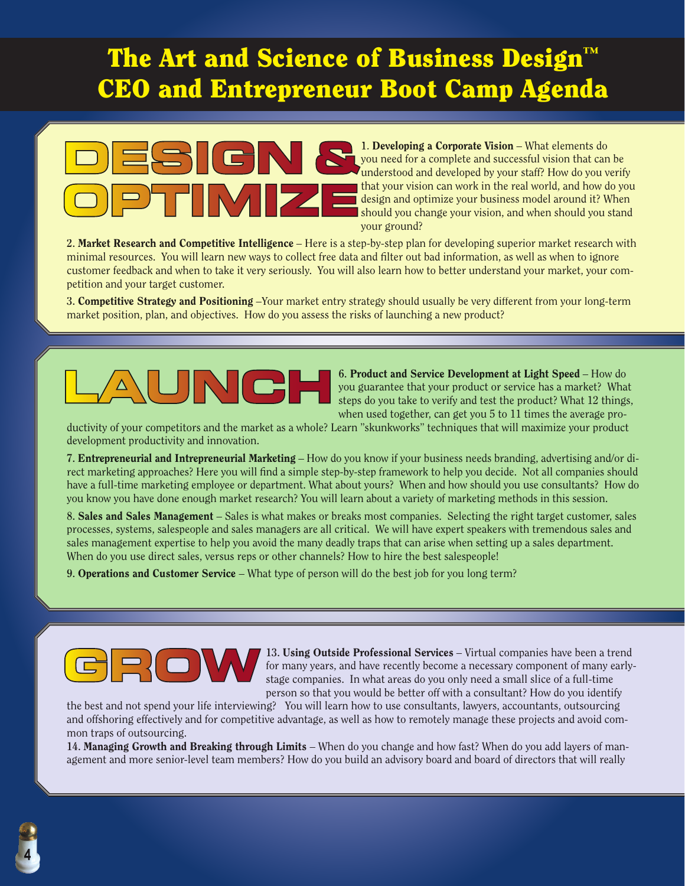# The Art and Science of Business Design™
# CEO and Entrepreneur Boot Camp Agenda

## DESIGN & OPTIMIZE

1. **Developing a Corporate Vision** – What elements do you need for a complete and successful vision that can be understood and developed by your staff? How do you verify that your vision can work in the real world, and how do you design and optimize your business model around it? When should you change your vision, and when should you stand your ground?

2. **Market Research and Competitive Intelligence** – Here is a step-by-step plan for developing superior market research with minimal resources. You will learn new ways to collect free data and filter out bad information, as well as when to ignore customer feedback and when to take it very seriously. You will also learn how to better understand your market, your competition and your target customer.

3. **Competitive Strategy and Positioning** –Your market entry strategy should usually be very different from your long-term market position, plan, and objectives. How do you assess the risks of launching a new product?

## LAUNCH

6. **Product and Service Development at Light Speed** – How do you guarantee that your product or service has a market? What steps do you take to verify and test the product? What 12 things, when used together, can get you 5 to 11 times the average productivity of your competitors and the market as a whole? Learn "skunkworks" techniques that will maximize your product development productivity and innovation.

7. **Entrepreneurial and Intrepreneurial Marketing** – How do you know if your business needs branding, advertising and/or direct marketing approaches? Here you will find a simple step-by-step framework to help you decide. Not all companies should have a full-time marketing employee or department. What about yours? When and how should you use consultants? How do you know you have done enough market research? You will learn about a variety of marketing methods in this session.

8. **Sales and Sales Management** – Sales is what makes or breaks most companies. Selecting the right target customer, sales processes, systems, salespeople and sales managers are all critical. We will have expert speakers with tremendous sales and sales management expertise to help you avoid the many deadly traps that can arise when setting up a sales department. When do you use direct sales, versus reps or other channels? How to hire the best salespeople!

9. **Operations and Customer Service** – What type of person will do the best job for you long term?

## GROW

13. **Using Outside Professional Services** – Virtual companies have been a trend for many years, and have recently become a necessary component of many early-stage companies. In what areas do you only need a small slice of a full-time person so that you would be better off with a consultant? How do you identify the best and not spend your life interviewing? You will learn how to use consultants, lawyers, accountants, outsourcing and offshoring effectively and for competitive advantage, as well as how to remotely manage these projects and avoid common traps of outsourcing.

14. **Managing Growth and Breaking through Limits** – When do you change and how fast? When do you add layers of management and more senior-level team members? How do you build an advisory board and board of directors that will really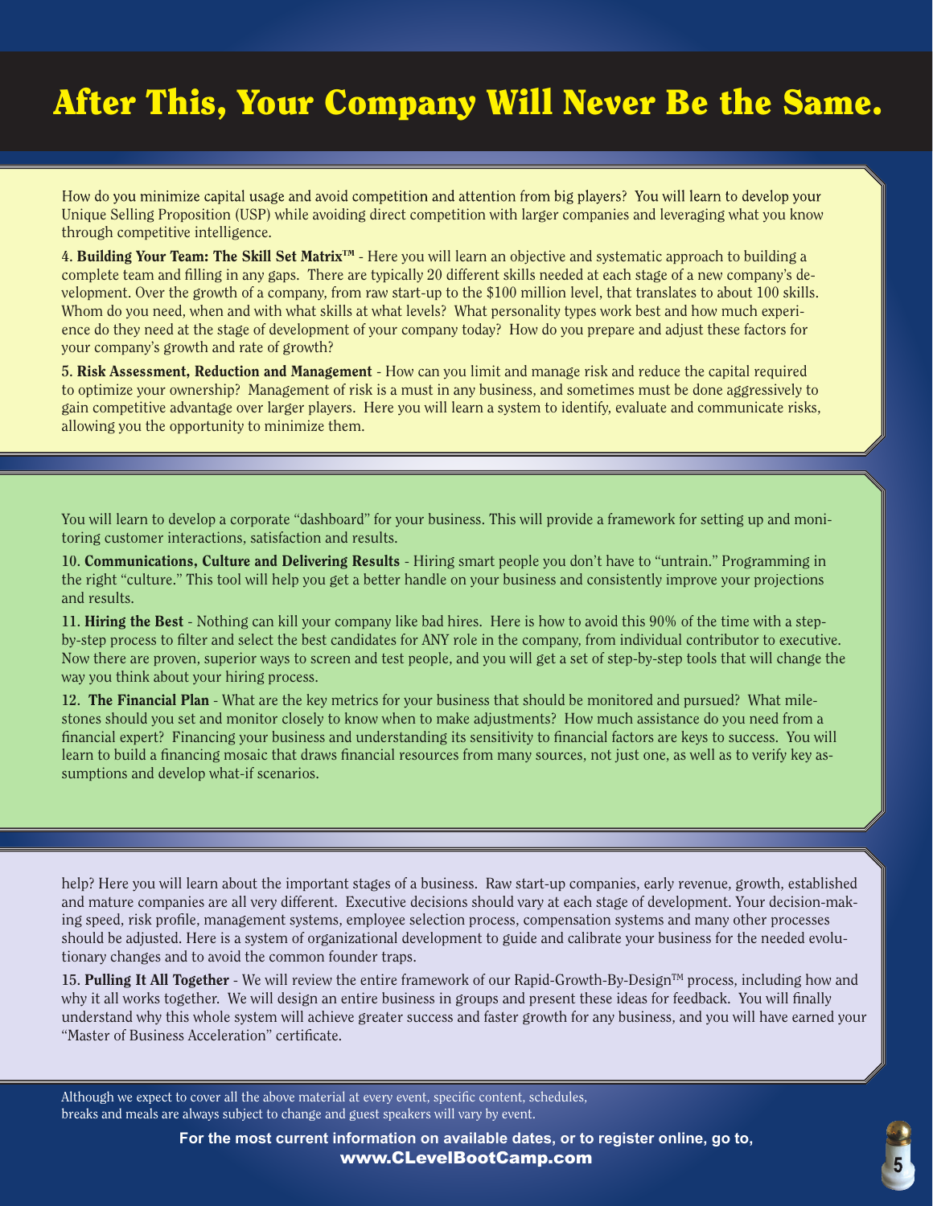# After This, Your Company Will Never Be the Same.

How do you minimize capital usage and avoid competition and attention from big players? You will learn to develop your Unique Selling Proposition (USP) while avoiding direct competition with larger companies and leveraging what you know through competitive intelligence.

4. **Building Your Team: The Skill Set Matrix™** - Here you will learn an objective and systematic approach to building a complete team and filling in any gaps. There are typically 20 different skills needed at each stage of a new company's development. Over the growth of a company, from raw start-up to the $100 million level, that translates to about 100 skills. Whom do you need, when and with what skills at what levels? What personality types work best and how much experience do they need at the stage of development of your company today? How do you prepare and adjust these factors for your company's growth and rate of growth?

5. **Risk Assessment, Reduction and Management** - How can you limit and manage risk and reduce the capital required to optimize your ownership? Management of risk is a must in any business, and sometimes must be done aggressively to gain competitive advantage over larger players. Here you will learn a system to identify, evaluate and communicate risks, allowing you the opportunity to minimize them.

You will learn to develop a corporate "dashboard" for your business. This will provide a framework for setting up and monitoring customer interactions, satisfaction and results.

10. **Communications, Culture and Delivering Results** - Hiring smart people you don't have to "untrain." Programming in the right "culture." This tool will help you get a better handle on your business and consistently improve your projections and results.

11. **Hiring the Best** - Nothing can kill your company like bad hires. Here is how to avoid this 90% of the time with a step-by-step process to filter and select the best candidates for ANY role in the company, from individual contributor to executive. Now there are proven, superior ways to screen and test people, and you will get a set of step-by-step tools that will change the way you think about your hiring process.

12. **The Financial Plan** - What are the key metrics for your business that should be monitored and pursued? What milestones should you set and monitor closely to know when to make adjustments? How much assistance do you need from a financial expert? Financing your business and understanding its sensitivity to financial factors are keys to success. You will learn to build a financing mosaic that draws financial resources from many sources, not just one, as well as to verify key assumptions and develop what-if scenarios.

help? Here you will learn about the important stages of a business. Raw start-up companies, early revenue, growth, established and mature companies are all very different. Executive decisions should vary at each stage of development. Your decision-making speed, risk profile, management systems, employee selection process, compensation systems and many other processes should be adjusted. Here is a system of organizational development to guide and calibrate your business for the needed evolutionary changes and to avoid the common founder traps.

15. **Pulling It All Together** - We will review the entire framework of our Rapid-Growth-By-Design™ process, including how and why it all works together. We will design an entire business in groups and present these ideas for feedback. You will finally understand why this whole system will achieve greater success and faster growth for any business, and you will have earned your "Master of Business Acceleration" certificate.

Although we expect to cover all the above material at every event, specific content, schedules, breaks and meals are always subject to change and guest speakers will vary by event.

**For the most current information on available dates, or to register online, go to, www.CLevelBootCamp.com**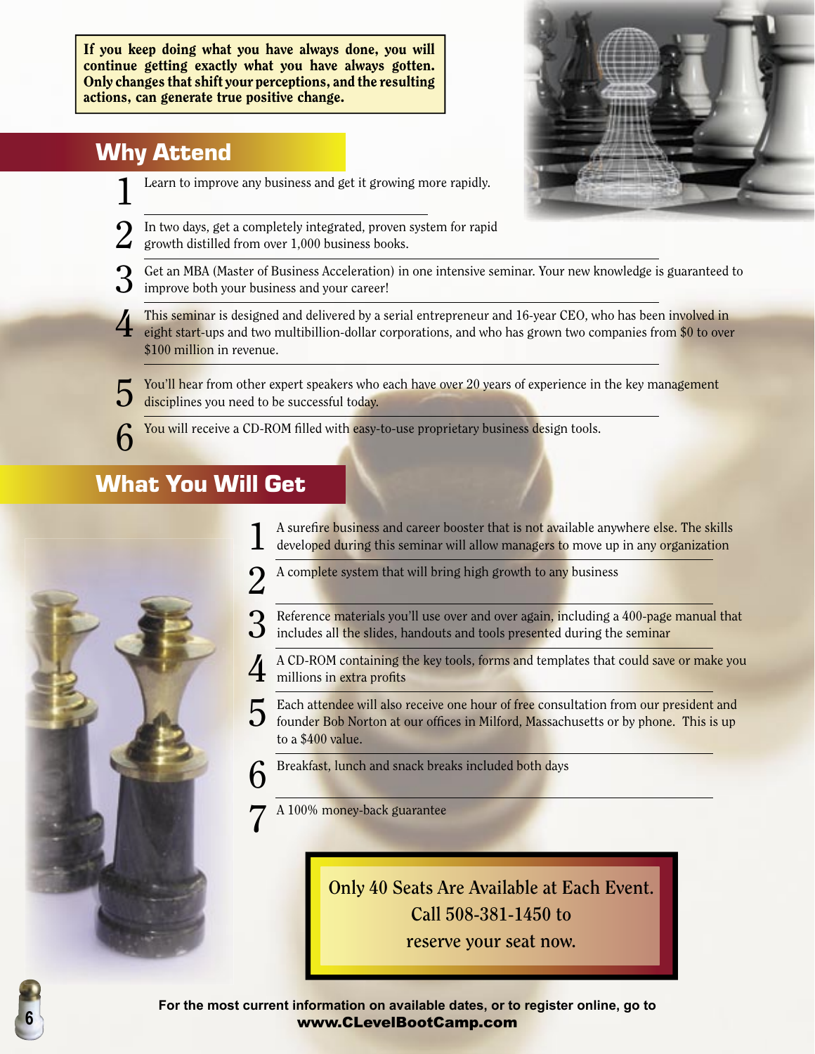**If you keep doing what you have always done, you will continue getting exactly what you have always gotten. Only changes that shift your perceptions, and the resulting actions, can generate true positive change.**

## Why Attend

1. Learn to improve any business and get it growing more rapidly.
2. In two days, get a completely integrated, proven system for rapid growth distilled from over 1,000 business books.
3. Get an MBA (Master of Business Acceleration) in one intensive seminar. Your new knowledge is guaranteed to improve both your business and your career!
4. This seminar is designed and delivered by a serial entrepreneur and 16-year CEO, who has been involved in eight start-ups and two multibillion-dollar corporations, and who has grown two companies from $0 to over $100 million in revenue.
5. You'll hear from other expert speakers who each have over 20 years of experience in the key management disciplines you need to be successful today.
6. You will receive a CD-ROM filled with easy-to-use proprietary business design tools.

## What You Will Get

1. A surefire business and career booster that is not available anywhere else. The skills developed during this seminar will allow managers to move up in any organization
2. A complete system that will bring high growth to any business
3. Reference materials you'll use over and over again, including a 400-page manual that includes all the slides, handouts and tools presented during the seminar
4. A CD-ROM containing the key tools, forms and templates that could save or make you millions in extra profits
5. Each attendee will also receive one hour of free consultation from our president and founder Bob Norton at our offices in Milford, Massachusetts or by phone. This is up to a $400 value.
6. Breakfast, lunch and snack breaks included both days
7. A 100% money-back guarantee

**Only 40 Seats Are Available at Each Event. Call 508-381-1450 to reserve your seat now.**

**For the most current information on available dates, or to register online, go to www.CLevelBootCamp.com**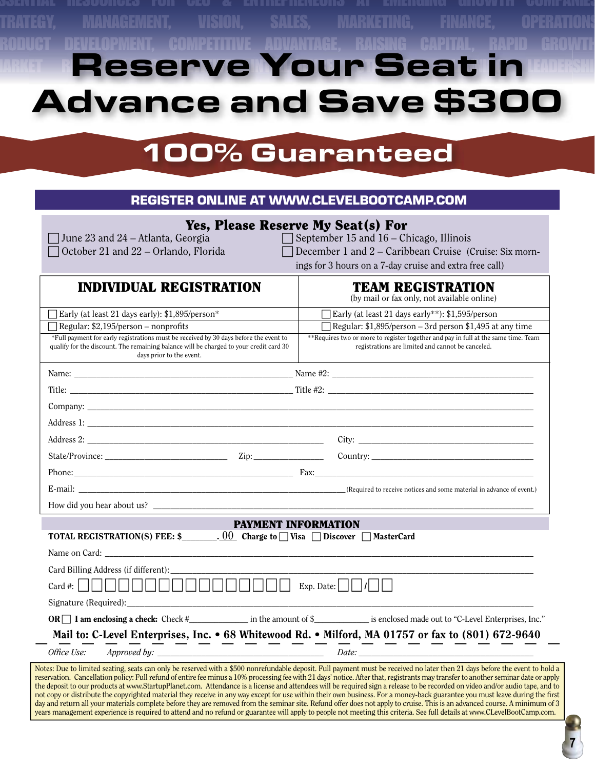# Reserve Your Seat in Advance and Save $300

## 100% Guaranteed

**REGISTER ONLINE AT WWW.CLEVELBOOTCAMP.COM**

### Yes, Please Reserve My Seat(s) For

- ☐ June 23 and 24 – Atlanta, Georgia
- ☐ September 15 and 16 – Chicago, Illinois
- ☐ October 21 and 22 – Orlando, Florida
- ☐ December 1 and 2 – Caribbean Cruise (Cruise: Six mornings for 3 hours on a 7-day cruise and extra free call)

| INDIVIDUAL REGISTRATION | TEAM REGISTRATION (by mail or fax only, not available online) |
|---|---|
| ☐ Early (at least 21 days early): $1,895/person* | ☐ Early (at least 21 days early**): $1,595/person |
| ☐ Regular: $2,195/person – nonprofits | ☐ Regular: $1,895/person – 3rd person $1,495 at any time |
| *Full payment for early registrations must be received by 30 days before the event to qualify for the discount. The remaining balance will be charged to your credit card 30 days prior to the event. | **Requires two or more to register together and pay in full at the same time. Team registrations are limited and cannot be canceled. |

Name: ______________________ Name #2: ______________________

Title: ______________________ Title #2: ______________________

Company: ______________________

Address 1: ______________________

Address 2: ______________________ City: ______________________

State/Province: ______________ Zip: ______________ Country: ______________________

Phone: ______________________ Fax: ______________________

E-mail: ______________________ (Required to receive notices and some material in advance of event.)

How did you hear about us? ______________________

### PAYMENT INFORMATION

**TOTAL REGISTRATION(S) FEE: $________.00 Charge to** ☐ **Visa** ☐ **Discover** ☐ **MasterCard**

Name on Card: ______________________

Card Billing Address (if different): ______________________

Card #: ☐☐☐☐☐☐☐☐☐☐☐☐☐☐☐☐ Exp. Date: ☐☐/☐☐

Signature (Required): ______________________

**OR** ☐ **I am enclosing a check:** Check #__________ in the amount of $__________ is enclosed made out to "C-Level Enterprises, Inc."

**Mail to: C-Level Enterprises, Inc. • 68 Whitewood Rd. • Milford, MA 01757 or fax to (801) 672-9640**

*Office Use:* *Approved by:* ______________________ *Date:* ______________________

Notes: Due to limited seating, seats can only be reserved with a $500 nonrefundable deposit. Full payment must be received no later then 21 days before the event to hold a reservation. Cancellation policy: Full refund of entire fee minus a 10% processing fee with 21 days' notice. After that, registrants may transfer to another seminar date or apply the deposit to our products at www.StartupPlanet.com. Attendance is a license and attendees will be required sign a release to be recorded on video and/or audio tape, and to not copy or distribute the copyrighted material they receive in any way except for use within their own business. For a money-back guarantee you must leave during the first day and return all your materials complete before they are removed from the seminar site. Refund offer does not apply to cruise. This is an advanced course. A minimum of 3 years management experience is required to attend and no refund or guarantee will apply to people not meeting this criteria. See full details at www.CLevelBootCamp.com.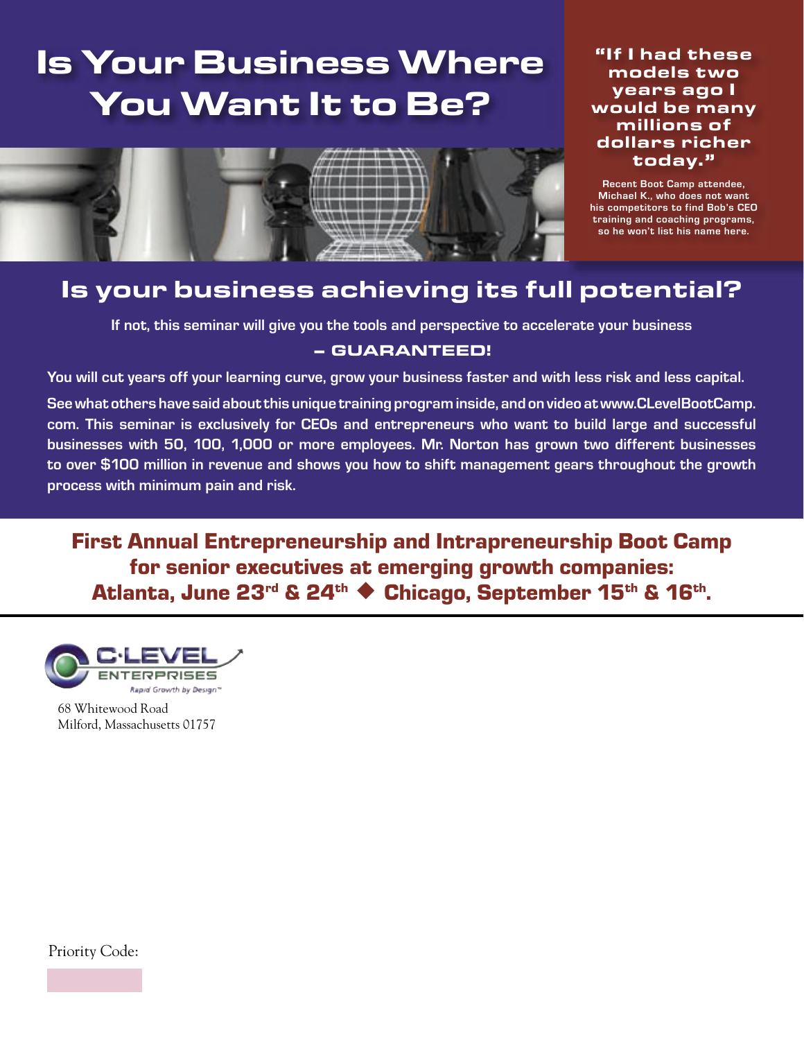# Is Your Business Where You Want It to Be?

**"If I had these models two years ago I would be many millions of dollars richer today."**

Recent Boot Camp attendee, Michael K., who does not want his competitors to find Bob's CEO training and coaching programs, so he won't list his name here.

## Is your business achieving its full potential?

If not, this seminar will give you the tools and perspective to accelerate your business

**– GUARANTEED!**

You will cut years off your learning curve, grow your business faster and with less risk and less capital.

See what others have said about this unique training program inside, and on video at www.CLevelBootCamp.com. This seminar is exclusively for CEOs and entrepreneurs who want to build large and successful businesses with 50, 100, 1,000 or more employees. Mr. Norton has grown two different businesses to over $100 million in revenue and shows you how to shift management gears throughout the growth process with minimum pain and risk.

**First Annual Entrepreneurship and Intrapreneurship Boot Camp for senior executives at emerging growth companies:**
**Atlanta, June 23rd & 24th ◆ Chicago, September 15th & 16th.**

C·LEVEL ENTERPRISES
Rapid Growth by Design™

68 Whitewood Road
Milford, Massachusetts 01757

Priority Code: